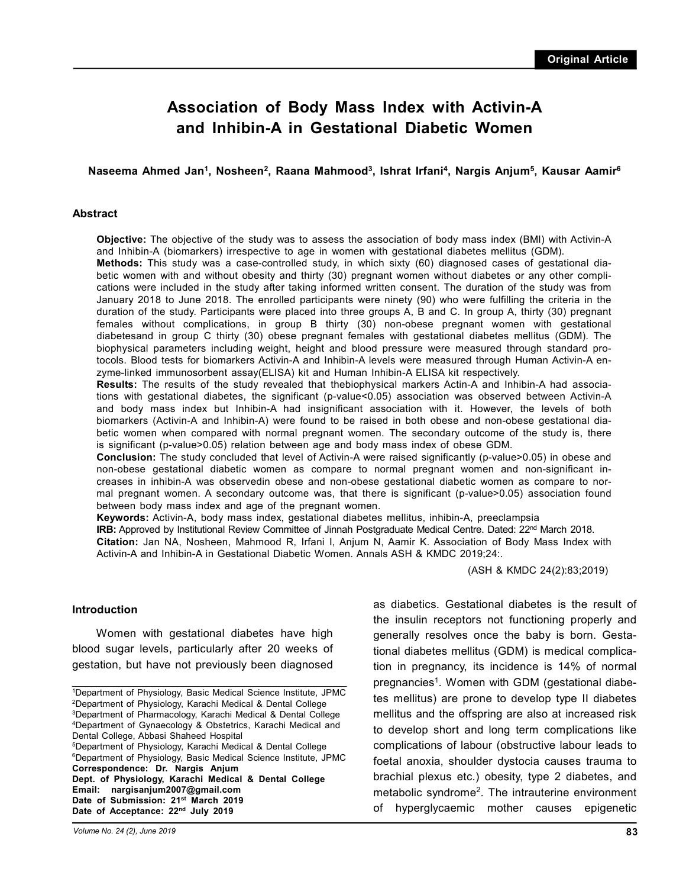Original Article

# Association of Body Mass Index with Activin-A and Inhibin-A in Gestational Diabetic Women

**Naseema Ahmed Jan[1], Nosheen[2], Raana Mahmood[3], Ishrat Irfani[4], Nargis Anjum[5], Kausar Aamir[6]**

## Abstract

**Objective:** The objective of the study was to assess the association of body mass index (BMI) with Activin-A and Inhibin-A (biomarkers) irrespective to age in women with gestational diabetes mellitus (GDM).

**Methods:** This study was a case-controlled study, in which sixty (60) diagnosed cases of gestational diabetic women with and without obesity and thirty (30) pregnant women without diabetes or any other complications were included in the study after taking informed written consent. The duration of the study was from January 2018 to June 2018. The enrolled participants were ninety (90) who were fulfilling the criteria in the duration of the study. Participants were placed into three groups A, B and C. In group A, thirty (30) pregnant females without complications, in group B thirty (30) non-obese pregnant women with gestational diabetesand in group C thirty (30) obese pregnant females with gestational diabetes mellitus (GDM). The biophysical parameters including weight, height and blood pressure were measured through standard protocols. Blood tests for biomarkers Activin-A and Inhibin-A levels were measured through Human Activin-A enzyme-linked immunosorbent assay(ELISA) kit and Human Inhibin-A ELISA kit respectively.

**Results:** The results of the study revealed that thebiophysical markers Actin-A and Inhibin-A had associations with gestational diabetes, the significant (p-value<0.05) association was observed between Activin-A and body mass index but Inhibin-A had insignificant association with it. However, the levels of both biomarkers (Activin-A and Inhibin-A) were found to be raised in both obese and non-obese gestational diabetic women when compared with normal pregnant women. The secondary outcome of the study is, there is significant (p-value>0.05) relation between age and body mass index of obese GDM.

**Conclusion:** The study concluded that level of Activin-A were raised significantly (p-value>0.05) in obese and non-obese gestational diabetic women as compare to normal pregnant women and non-significant increases in inhibin-A was observedin obese and non-obese gestational diabetic women as compare to normal pregnant women. A secondary outcome was, that there is significant (p-value>0.05) association found between body mass index and age of the pregnant women.

**Keywords:** Activin-A, body mass index, gestational diabetes mellitus, inhibin-A, preeclampsia

**IRB:** Approved by Institutional Review Committee of Jinnah Postgraduate Medical Centre. Dated: 22nd March 2018.

**Citation:** Jan NA, Nosheen, Mahmood R, Irfani I, Anjum N, Aamir K. Association of Body Mass Index with Activin-A and Inhibin-A in Gestational Diabetic Women. Annals ASH & KMDC 2019;24:.

(ASH & KMDC 24(2):83;2019)

## Introduction

Women with gestational diabetes have high blood sugar levels, particularly after 20 weeks of gestation, but have not previously been diagnosed as diabetics. Gestational diabetes is the result of the insulin receptors not functioning properly and generally resolves once the baby is born. Gestational diabetes mellitus (GDM) is medical complication in pregnancy, its incidence is 14% of normal pregnancies[1]. Women with GDM (gestational diabetes mellitus) are prone to develop type II diabetes mellitus and the offspring are also at increased risk to develop short and long term complications like complications of labour (obstructive labour leads to foetal anoxia, shoulder dystocia causes trauma to brachial plexus etc.) obesity, type 2 diabetes, and metabolic syndrome[2]. The intrauterine environment of hyperglycaemic mother causes epigenetic

---

[1]Department of Physiology, Basic Medical Science Institute, JPMC
[2]Department of Physiology, Karachi Medical & Dental College
[3]Department of Pharmacology, Karachi Medical & Dental College
[4]Department of Gynaecology & Obstetrics, Karachi Medical and Dental College, Abbasi Shaheed Hospital
[5]Department of Physiology, Karachi Medical & Dental College
[6]Department of Physiology, Basic Medical Science Institute, JPMC

**Correspondence: Dr. Nargis Anjum**
**Dept. of Physiology, Karachi Medical & Dental College**
**Email: nargisanjum2007@gmail.com**
**Date of Submission: 21st March 2019**
**Date of Acceptance: 22nd July 2019**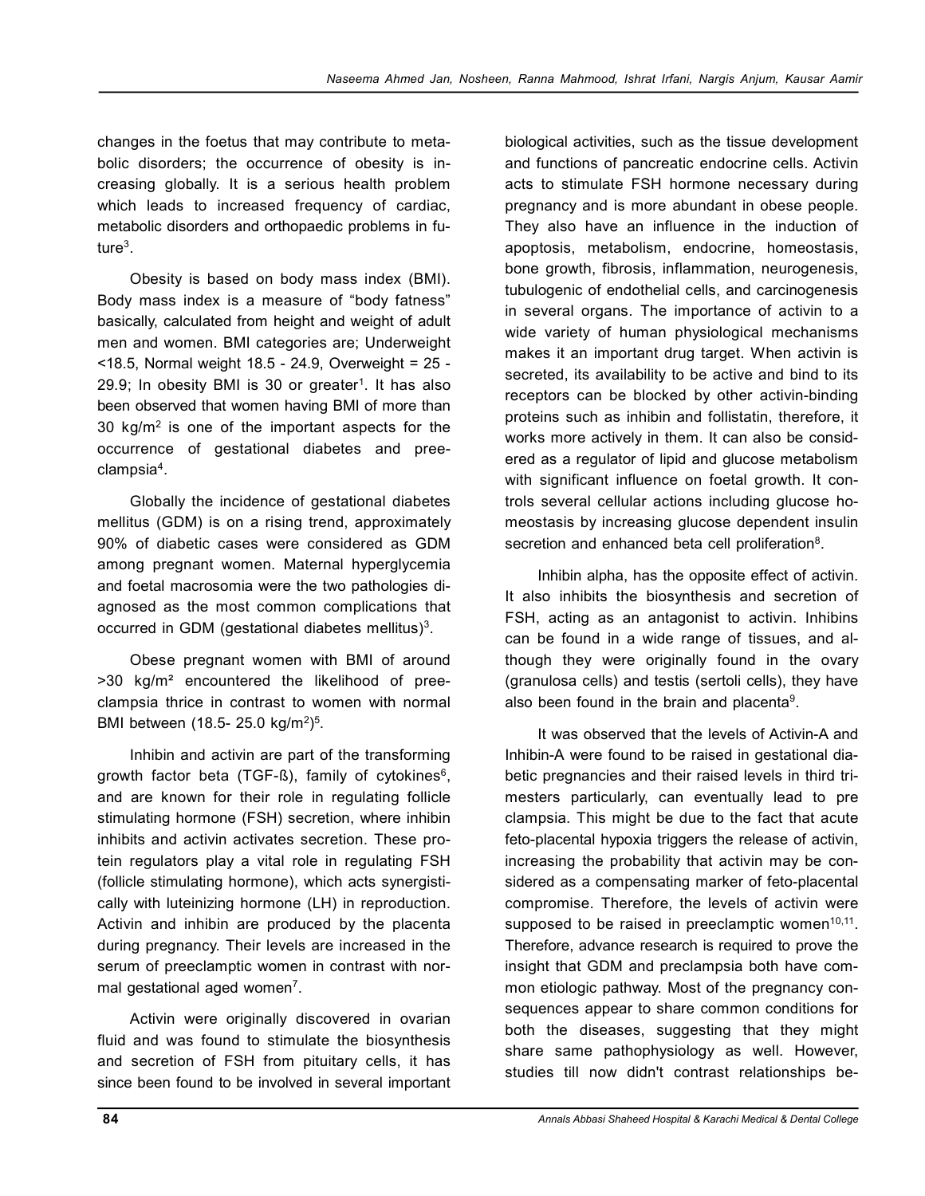changes in the foetus that may contribute to metabolic disorders; the occurrence of obesity is increasing globally. It is a serious health problem which leads to increased frequency of cardiac, metabolic disorders and orthopaedic problems in future[3].

Obesity is based on body mass index (BMI). Body mass index is a measure of "body fatness" basically, calculated from height and weight of adult men and women. BMI categories are; Underweight <18.5, Normal weight 18.5 - 24.9, Overweight = 25 - 29.9; In obesity BMI is 30 or greater[1]. It has also been observed that women having BMI of more than 30 $kg/m^2$ is one of the important aspects for the occurrence of gestational diabetes and preeclampsia[4].

Globally the incidence of gestational diabetes mellitus (GDM) is on a rising trend, approximately 90% of diabetic cases were considered as GDM among pregnant women. Maternal hyperglycemia and foetal macrosomia were the two pathologies diagnosed as the most common complications that occurred in GDM (gestational diabetes mellitus)[3].

Obese pregnant women with BMI of around >30 $kg/m^2$ encountered the likelihood of preeclampsia thrice in contrast to women with normal BMI between (18.5- 25.0 $kg/m^2$)[5].

Inhibin and activin are part of the transforming growth factor beta (TGF-ß), family of cytokines[6], and are known for their role in regulating follicle stimulating hormone (FSH) secretion, where inhibin inhibits and activin activates secretion. These protein regulators play a vital role in regulating FSH (follicle stimulating hormone), which acts synergistically with luteinizing hormone (LH) in reproduction. Activin and inhibin are produced by the placenta during pregnancy. Their levels are increased in the serum of preeclamptic women in contrast with normal gestational aged women[7].

Activin were originally discovered in ovarian fluid and was found to stimulate the biosynthesis and secretion of FSH from pituitary cells, it has since been found to be involved in several important biological activities, such as the tissue development and functions of pancreatic endocrine cells. Activin acts to stimulate FSH hormone necessary during pregnancy and is more abundant in obese people. They also have an influence in the induction of apoptosis, metabolism, endocrine, homeostasis, bone growth, fibrosis, inflammation, neurogenesis, tubulogenic of endothelial cells, and carcinogenesis in several organs. The importance of activin to a wide variety of human physiological mechanisms makes it an important drug target. When activin is secreted, its availability to be active and bind to its receptors can be blocked by other activin-binding proteins such as inhibin and follistatin, therefore, it works more actively in them. It can also be considered as a regulator of lipid and glucose metabolism with significant influence on foetal growth. It controls several cellular actions including glucose homeostasis by increasing glucose dependent insulin secretion and enhanced beta cell proliferation[8].

Inhibin alpha, has the opposite effect of activin. It also inhibits the biosynthesis and secretion of FSH, acting as an antagonist to activin. Inhibins can be found in a wide range of tissues, and although they were originally found in the ovary (granulosa cells) and testis (sertoli cells), they have also been found in the brain and placenta[9].

It was observed that the levels of Activin-A and Inhibin-A were found to be raised in gestational diabetic pregnancies and their raised levels in third trimesters particularly, can eventually lead to pre clampsia. This might be due to the fact that acute feto-placental hypoxia triggers the release of activin, increasing the probability that activin may be considered as a compensating marker of feto-placental compromise. Therefore, the levels of activin were supposed to be raised in preeclamptic women[10,11]. Therefore, advance research is required to prove the insight that GDM and preclampsia both have common etiologic pathway. Most of the pregnancy consequences appear to share common conditions for both the diseases, suggesting that they might share same pathophysiology as well. However, studies till now didn't contrast relationships be-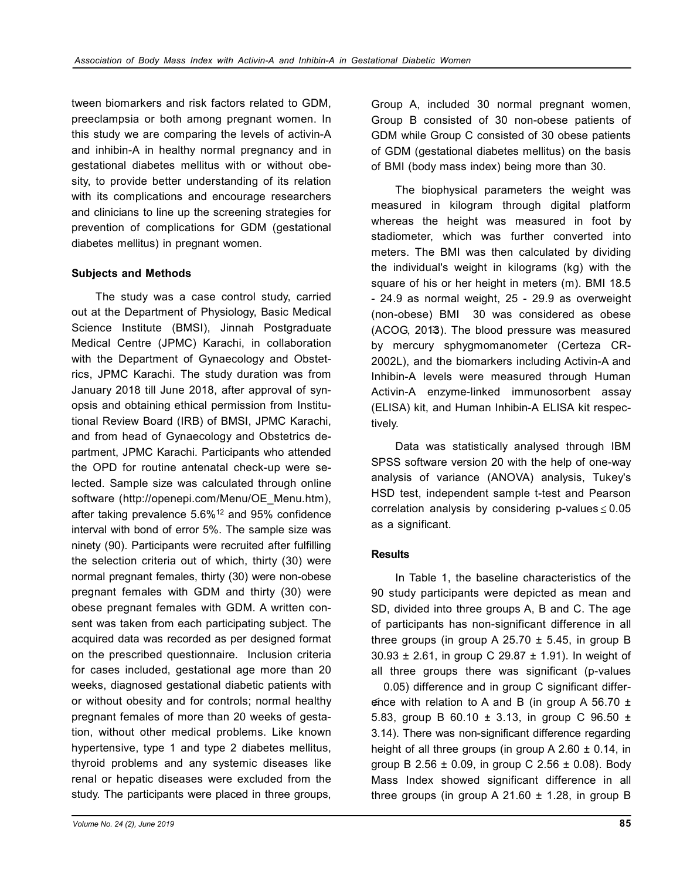tween biomarkers and risk factors related to GDM, preeclampsia or both among pregnant women. In this study we are comparing the levels of activin-A and inhibin-A in healthy normal pregnancy and in gestational diabetes mellitus with or without obesity, to provide better understanding of its relation with its complications and encourage researchers and clinicians to line up the screening strategies for prevention of complications for GDM (gestational diabetes mellitus) in pregnant women.

**Subjects and Methods**

The study was a case control study, carried out at the Department of Physiology, Basic Medical Science Institute (BMSI), Jinnah Postgraduate Medical Centre (JPMC) Karachi, in collaboration with the Department of Gynaecology and Obstetrics, JPMC Karachi. The study duration was from January 2018 till June 2018, after approval of synopsis and obtaining ethical permission from Institutional Review Board (IRB) of BMSI, JPMC Karachi, and from head of Gynaecology and Obstetrics department, JPMC Karachi. Participants who attended the OPD for routine antenatal check-up were selected. Sample size was calculated through online software (http://openepi.com/Menu/OE_Menu.htm), after taking prevalence 5.6%[12] and 95% confidence interval with bond of error 5%. The sample size was ninety (90). Participants were recruited after fulfilling the selection criteria out of which, thirty (30) were normal pregnant females, thirty (30) were non-obese pregnant females with GDM and thirty (30) were obese pregnant females with GDM. A written consent was taken from each participating subject. The acquired data was recorded as per designed format on the prescribed questionnaire. Inclusion criteria for cases included, gestational age more than 20 weeks, diagnosed gestational diabetic patients with or without obesity and for controls; normal healthy pregnant females of more than 20 weeks of gestation, without other medical problems. Like known hypertensive, type 1 and type 2 diabetes mellitus, thyroid problems and any systemic diseases like renal or hepatic diseases were excluded from the study. The participants were placed in three groups, Group A, included 30 normal pregnant women, Group B consisted of 30 non-obese patients of GDM while Group C consisted of 30 obese patients of GDM (gestational diabetes mellitus) on the basis of BMI (body mass index) being more than 30.

The biophysical parameters the weight was measured in kilogram through digital platform whereas the height was measured in foot by stadiometer, which was further converted into meters. The BMI was then calculated by dividing the individual's weight in kilograms (kg) with the square of his or her height in meters (m). BMI 18.5 - 24.9 as normal weight, 25 - 29.9 as overweight (non-obese) BMI $\geq$ 30 was considered as obese (ACOG, 2013). The blood pressure was measured by mercury sphygmomanometer (Certeza CR-2002L), and the biomarkers including Activin-A and Inhibin-A levels were measured through Human Activin-A enzyme-linked immunosorbent assay (ELISA) kit, and Human Inhibin-A ELISA kit respectively.

Data was statistically analysed through IBM SPSS software version 20 with the help of one-way analysis of variance (ANOVA) analysis, Tukey's HSD test, independent sample t-test and Pearson correlation analysis by considering p-values $\leq$ 0.05 as a significant.

**Results**

In Table 1, the baseline characteristics of the 90 study participants were depicted as mean and SD, divided into three groups A, B and C. The age of participants has non-significant difference in all three groups (in group A 25.70 ± 5.45, in group B 30.93 ± 2.61, in group C 29.87 ± 1.91). In weight of all three groups there was significant (p-values $\leq$ 0.05) difference and in group C significant difference with relation to A and B (in group A 56.70 ± 5.83, group B 60.10 ± 3.13, in group C 96.50 ± 3.14). There was non-significant difference regarding height of all three groups (in group A 2.60 ± 0.14, in group B 2.56 ± 0.09, in group C 2.56 ± 0.08). Body Mass Index showed significant difference in all three groups (in group A 21.60 ± 1.28, in group B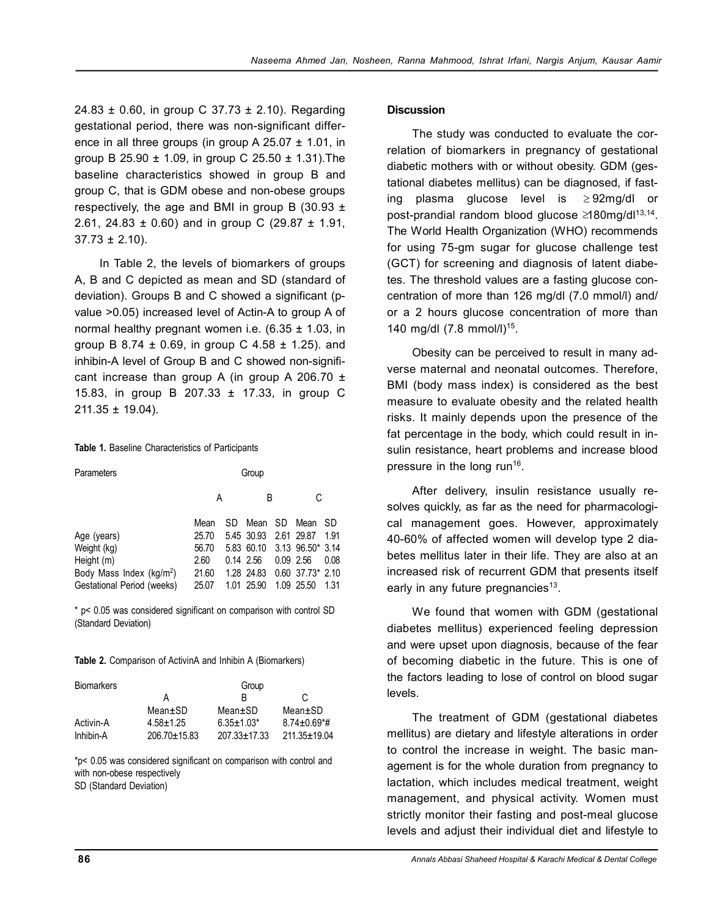24.83 ± 0.60, in group C 37.73 ± 2.10). Regarding gestational period, there was non-significant difference in all three groups (in group A 25.07 ± 1.01, in group B 25.90 ± 1.09, in group C 25.50 ± 1.31).The baseline characteristics showed in group B and group C, that is GDM obese and non-obese groups respectively, the age and BMI in group B (30.93 ± 2.61, 24.83 ± 0.60) and in group C (29.87 ± 1.91, 37.73 ± 2.10).

In Table 2, the levels of biomarkers of groups A, B and C depicted as mean and SD (standard of deviation). Groups B and C showed a significant (p-value >0.05) increased level of Actin-A to group A of normal healthy pregnant women i.e. (6.35 ± 1.03, in group B 8.74 ± 0.69, in group C 4.58 ± 1.25). and inhibin-A level of Group B and C showed non-significant increase than group A (in group A 206.70 ± 15.83, in group B 207.33 ± 17.33, in group C 211.35 ± 19.04).

**Table 1.** Baseline Characteristics of Participants

| Parameters | Group | | | | | |
|---|---|---|---|---|---|---|
| | A | | B | | C | |
| | Mean | SD | Mean | SD | Mean | SD |
| Age (years) | 25.70 | 5.45 | 30.93 | 2.61 | 29.87 | 1.91 |
| Weight (kg) | 56.70 | 5.83 | 60.10 | 3.13 | 96.50* | 3.14 |
| Height (m) | 2.60 | 0.14 | 2.56 | 0.09 | 2.56 | 0.08 |
| Body Mass Index (kg/m$^2$) | 21.60 | 1.28 | 24.83 | 0.60 | 37.73* | 2.10 |
| Gestational Period (weeks) | 25.07 | 1.01 | 25.90 | 1.09 | 25.50 | 1.31 |

* p< 0.05 was considered significant on comparison with control SD (Standard Deviation)

**Table 2.** Comparison of ActivinA and Inhibin A (Biomarkers)

| Biomarkers | Group | | |
|---|---|---|---|
| | A | B | C |
| | Mean±SD | Mean±SD | Mean±SD |
| Activin-A | 4.58±1.25 | 6.35±1.03* | 8.74±0.69*# |
| Inhibin-A | 206.70±15.83 | 207.33±17.33 | 211.35±19.04 |

*p< 0.05 was considered significant on comparison with control and with non-obese respectively
SD (Standard Deviation)

## Discussion

The study was conducted to evaluate the correlation of biomarkers in pregnancy of gestational diabetic mothers with or without obesity. GDM (gestational diabetes mellitus) can be diagnosed, if fasting plasma glucose level is ≥ 92mg/dl or post-prandial random blood glucose ≥180mg/dl[13,14]. The World Health Organization (WHO) recommends for using 75-gm sugar for glucose challenge test (GCT) for screening and diagnosis of latent diabetes. The threshold values are a fasting glucose concentration of more than 126 mg/dl (7.0 mmol/l) and/or a 2 hours glucose concentration of more than 140 mg/dl (7.8 mmol/l)[15].

Obesity can be perceived to result in many adverse maternal and neonatal outcomes. Therefore, BMI (body mass index) is considered as the best measure to evaluate obesity and the related health risks. It mainly depends upon the presence of the fat percentage in the body, which could result in insulin resistance, heart problems and increase blood pressure in the long run[16].

After delivery, insulin resistance usually resolves quickly, as far as the need for pharmacological management goes. However, approximately 40-60% of affected women will develop type 2 diabetes mellitus later in their life. They are also at an increased risk of recurrent GDM that presents itself early in any future pregnancies[13].

We found that women with GDM (gestational diabetes mellitus) experienced feeling depression and were upset upon diagnosis, because of the fear of becoming diabetic in the future. This is one of the factors leading to lose of control on blood sugar levels.

The treatment of GDM (gestational diabetes mellitus) are dietary and lifestyle alterations in order to control the increase in weight. The basic management is for the whole duration from pregnancy to lactation, which includes medical treatment, weight management, and physical activity. Women must strictly monitor their fasting and post-meal glucose levels and adjust their individual diet and lifestyle to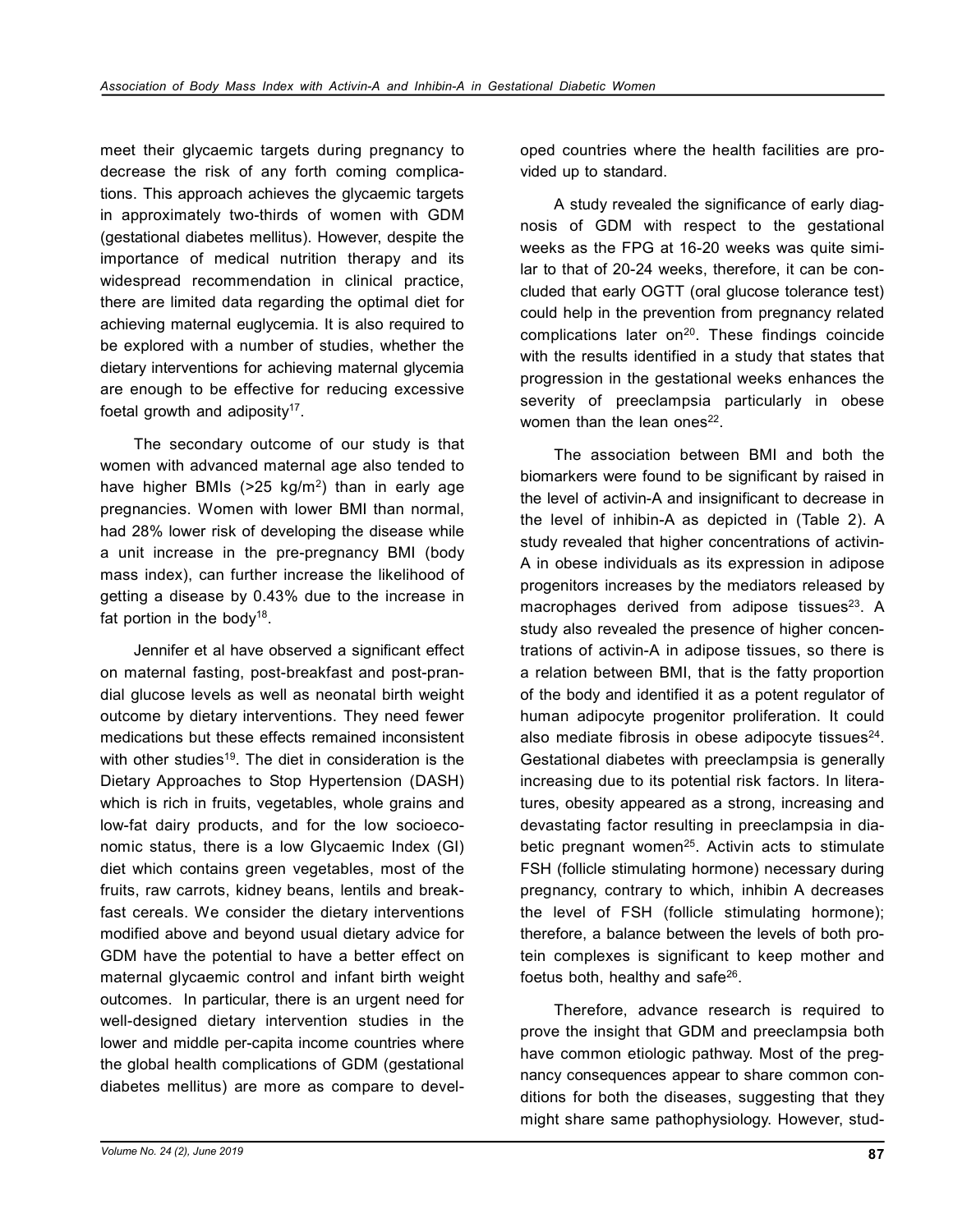meet their glycaemic targets during pregnancy to decrease the risk of any forth coming complications. This approach achieves the glycaemic targets in approximately two-thirds of women with GDM (gestational diabetes mellitus). However, despite the importance of medical nutrition therapy and its widespread recommendation in clinical practice, there are limited data regarding the optimal diet for achieving maternal euglycemia. It is also required to be explored with a number of studies, whether the dietary interventions for achieving maternal glycemia are enough to be effective for reducing excessive foetal growth and adiposity[17].

The secondary outcome of our study is that women with advanced maternal age also tended to have higher BMIs (>25 kg/m$^2$) than in early age pregnancies. Women with lower BMI than normal, had 28% lower risk of developing the disease while a unit increase in the pre-pregnancy BMI (body mass index), can further increase the likelihood of getting a disease by 0.43% due to the increase in fat portion in the body[18].

Jennifer et al have observed a significant effect on maternal fasting, post-breakfast and post-prandial glucose levels as well as neonatal birth weight outcome by dietary interventions. They need fewer medications but these effects remained inconsistent with other studies[19]. The diet in consideration is the Dietary Approaches to Stop Hypertension (DASH) which is rich in fruits, vegetables, whole grains and low-fat dairy products, and for the low socioeconomic status, there is a low Glycaemic Index (GI) diet which contains green vegetables, most of the fruits, raw carrots, kidney beans, lentils and breakfast cereals. We consider the dietary interventions modified above and beyond usual dietary advice for GDM have the potential to have a better effect on maternal glycaemic control and infant birth weight outcomes. In particular, there is an urgent need for well-designed dietary intervention studies in the lower and middle per-capita income countries where the global health complications of GDM (gestational diabetes mellitus) are more as compare to developed countries where the health facilities are provided up to standard.

A study revealed the significance of early diagnosis of GDM with respect to the gestational weeks as the FPG at 16-20 weeks was quite similar to that of 20-24 weeks, therefore, it can be concluded that early OGTT (oral glucose tolerance test) could help in the prevention from pregnancy related complications later on[20]. These findings coincide with the results identified in a study that states that progression in the gestational weeks enhances the severity of preeclampsia particularly in obese women than the lean ones[22].

The association between BMI and both the biomarkers were found to be significant by raised in the level of activin-A and insignificant to decrease in the level of inhibin-A as depicted in (Table 2). A study revealed that higher concentrations of activin-A in obese individuals as its expression in adipose progenitors increases by the mediators released by macrophages derived from adipose tissues[23]. A study also revealed the presence of higher concentrations of activin-A in adipose tissues, so there is a relation between BMI, that is the fatty proportion of the body and identified it as a potent regulator of human adipocyte progenitor proliferation. It could also mediate fibrosis in obese adipocyte tissues[24]. Gestational diabetes with preeclampsia is generally increasing due to its potential risk factors. In literatures, obesity appeared as a strong, increasing and devastating factor resulting in preeclampsia in diabetic pregnant women[25]. Activin acts to stimulate FSH (follicle stimulating hormone) necessary during pregnancy, contrary to which, inhibin A decreases the level of FSH (follicle stimulating hormone); therefore, a balance between the levels of both protein complexes is significant to keep mother and foetus both, healthy and safe[26].

Therefore, advance research is required to prove the insight that GDM and preeclampsia both have common etiologic pathway. Most of the pregnancy consequences appear to share common conditions for both the diseases, suggesting that they might share same pathophysiology. However, stud-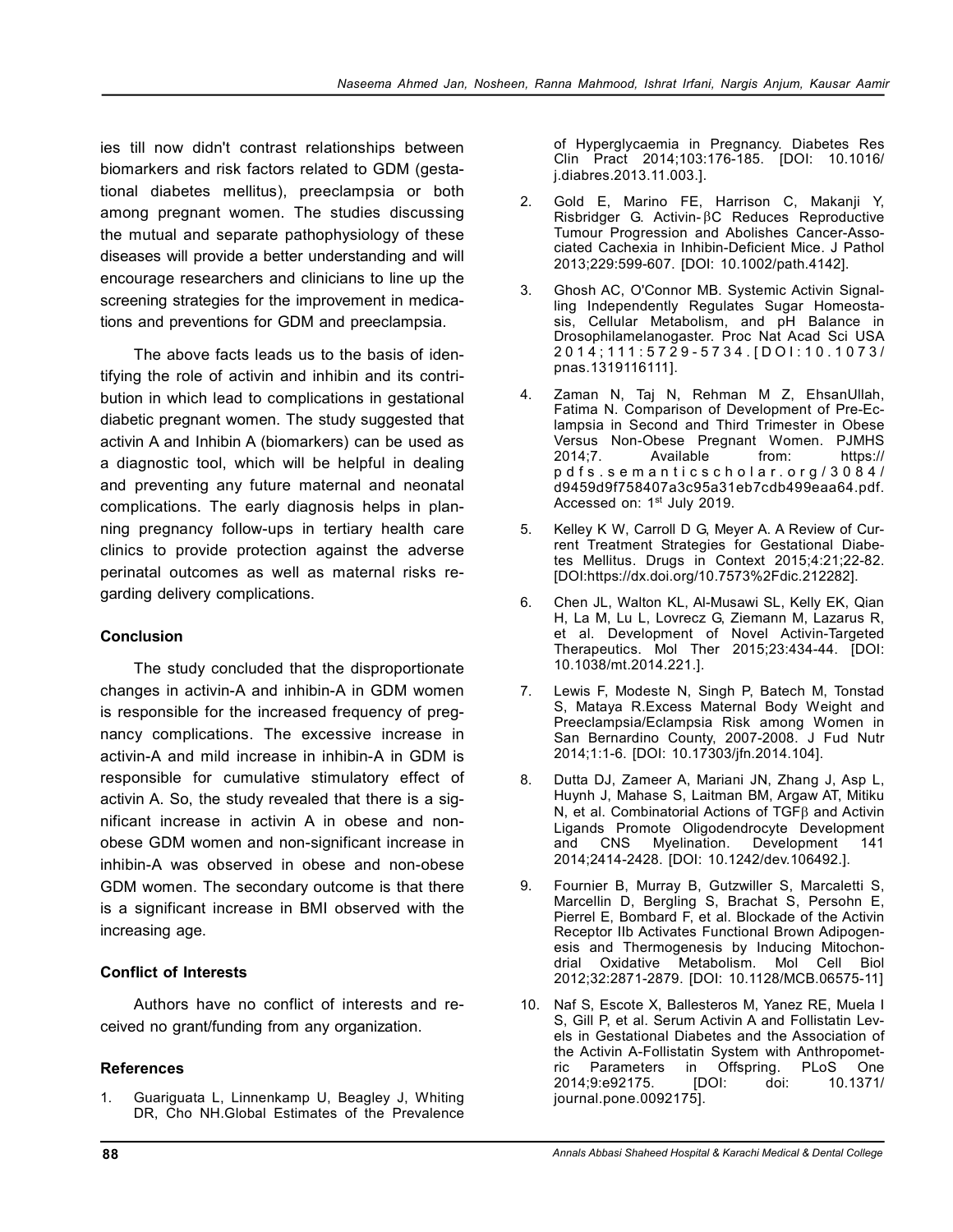ies till now didn't contrast relationships between biomarkers and risk factors related to GDM (gestational diabetes mellitus), preeclampsia or both among pregnant women. The studies discussing the mutual and separate pathophysiology of these diseases will provide a better understanding and will encourage researchers and clinicians to line up the screening strategies for the improvement in medications and preventions for GDM and preeclampsia.

The above facts leads us to the basis of identifying the role of activin and inhibin and its contribution in which lead to complications in gestational diabetic pregnant women. The study suggested that activin A and Inhibin A (biomarkers) can be used as a diagnostic tool, which will be helpful in dealing and preventing any future maternal and neonatal complications. The early diagnosis helps in planning pregnancy follow-ups in tertiary health care clinics to provide protection against the adverse perinatal outcomes as well as maternal risks regarding delivery complications.

## Conclusion

The study concluded that the disproportionate changes in activin-A and inhibin-A in GDM women is responsible for the increased frequency of pregnancy complications. The excessive increase in activin-A and mild increase in inhibin-A in GDM is responsible for cumulative stimulatory effect of activin A. So, the study revealed that there is a significant increase in activin A in obese and non-obese GDM women and non-significant increase in inhibin-A was observed in obese and non-obese GDM women. The secondary outcome is that there is a significant increase in BMI observed with the increasing age.

## Conflict of Interests

Authors have no conflict of interests and received no grant/funding from any organization.

## References

1. Guariguata L, Linnenkamp U, Beagley J, Whiting DR, Cho NH.Global Estimates of the Prevalence of Hyperglycaemia in Pregnancy. Diabetes Res Clin Pract 2014;103:176-185. [DOI: 10.1016/j.diabres.2013.11.003.].
2. Gold E, Marino FE, Harrison C, Makanji Y, Risbridger G. Activin-βC Reduces Reproductive Tumour Progression and Abolishes Cancer-Associated Cachexia in Inhibin-Deficient Mice. J Pathol 2013;229:599-607. [DOI: 10.1002/path.4142].
3. Ghosh AC, O'Connor MB. Systemic Activin Signalling Independently Regulates Sugar Homeostasis, Cellular Metabolism, and pH Balance in Drosophilamelanogaster. Proc Nat Acad Sci USA 2014;111:5729-5734.[DOI:10.1073/pnas.1319116111].
4. Zaman N, Taj N, Rehman M Z, EhsanUllah, Fatima N. Comparison of Development of Pre-Eclampsia in Second and Third Trimester in Obese Versus Non-Obese Pregnant Women. PJMHS 2014;7. Available from: https://pdfs.semanticscholar.org/3084/d9459d9f758407a3c95a31eb7cdb499eaa64.pdf. Accessed on: 1st July 2019.
5. Kelley K W, Carroll D G, Meyer A. A Review of Current Treatment Strategies for Gestational Diabetes Mellitus. Drugs in Context 2015;4:21;22-82. [DOI:https://dx.doi.org/10.7573%2Fdic.212282].
6. Chen JL, Walton KL, Al-Musawi SL, Kelly EK, Qian H, La M, Lu L, Lovrecz G, Ziemann M, Lazarus R, et al. Development of Novel Activin-Targeted Therapeutics. Mol Ther 2015;23:434-44. [DOI: 10.1038/mt.2014.221.].
7. Lewis F, Modeste N, Singh P, Batech M, Tonstad S, Mataya R.Excess Maternal Body Weight and Preeclampsia/Eclampsia Risk among Women in San Bernardino County, 2007-2008. J Fud Nutr 2014;1:1-6. [DOI: 10.17303/jfn.2014.104].
8. Dutta DJ, Zameer A, Mariani JN, Zhang J, Asp L, Huynh J, Mahase S, Laitman BM, Argaw AT, Mitiku N, et al. Combinatorial Actions of TGFβ and Activin Ligands Promote Oligodendrocyte Development and CNS Myelination. Development 141 2014;2414-2428. [DOI: 10.1242/dev.106492.].
9. Fournier B, Murray B, Gutzwiller S, Marcaletti S, Marcellin D, Bergling S, Brachat S, Persohn E, Pierrel E, Bombard F, et al. Blockade of the Activin Receptor IIb Activates Functional Brown Adipogenesis and Thermogenesis by Inducing Mitochondrial Oxidative Metabolism. Mol Cell Biol 2012;32:2871-2879. [DOI: 10.1128/MCB.06575-11]
10. Naf S, Escote X, Ballesteros M, Yanez RE, Muela I S, Gill P, et al. Serum Activin A and Follistatin Levels in Gestational Diabetes and the Association of the Activin A-Follistatin System with Anthropometric Parameters in Offspring. PLoS One 2014;9:e92175. [DOI: doi: 10.1371/journal.pone.0092175].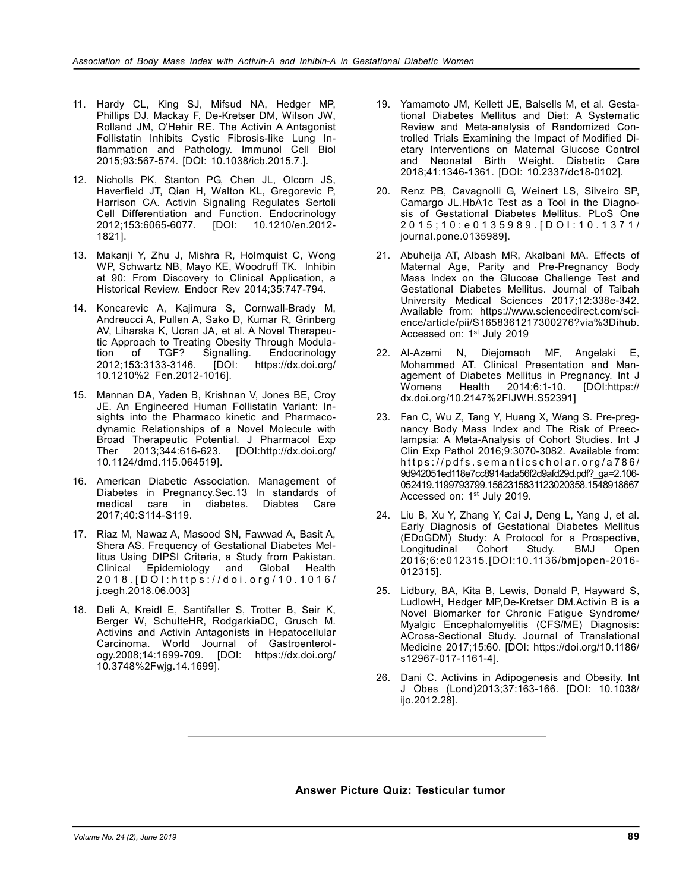11. Hardy CL, King SJ, Mifsud NA, Hedger MP, Phillips DJ, Mackay F, De-Kretser DM, Wilson JW, Rolland JM, O'Hehir RE. The Activin A Antagonist Follistatin Inhibits Cystic Fibrosis-like Lung Inflammation and Pathology. Immunol Cell Biol 2015;93:567-574. [DOI: 10.1038/icb.2015.7.].

12. Nicholls PK, Stanton PG, Chen JL, Olcorn JS, Haverfield JT, Qian H, Walton KL, Gregorevic P, Harrison CA. Activin Signaling Regulates Sertoli Cell Differentiation and Function. Endocrinology 2012;153:6065-6077. [DOI: 10.1210/en.2012-1821].

13. Makanji Y, Zhu J, Mishra R, Holmquist C, Wong WP, Schwartz NB, Mayo KE, Woodruff TK. Inhibin at 90: From Discovery to Clinical Application, a Historical Review. Endocr Rev 2014;35:747-794.

14. Koncarevic A, Kajimura S, Cornwall-Brady M, Andreucci A, Pullen A, Sako D, Kumar R, Grinberg AV, Liharska K, Ucran JA, et al. A Novel Therapeutic Approach to Treating Obesity Through Modulation of TGF? Signalling. Endocrinology 2012;153:3133-3146. [DOI: https://dx.doi.org/10.1210%2 Fen.2012-1016].

15. Mannan DA, Yaden B, Krishnan V, Jones BE, Croy JE. An Engineered Human Follistatin Variant: Insights into the Pharmaco kinetic and Pharmacodynamic Relationships of a Novel Molecule with Broad Therapeutic Potential. J Pharmacol Exp Ther 2013;344:616-623. [DOI:http://dx.doi.org/10.1124/dmd.115.064519].

16. American Diabetic Association. Management of Diabetes in Pregnancy.Sec.13 In standards of medical care in diabetes. Diabtes Care 2017;40:S114-S119.

17. Riaz M, Nawaz A, Masood SN, Fawwad A, Basit A, Shera AS. Frequency of Gestational Diabetes Mellitus Using DIPSI Criteria, a Study from Pakistan. Clinical Epidemiology and Global Health 2018.[DOI:https://doi.org/10.1016/j.cegh.2018.06.003]

18. Deli A, Kreidl E, Santifaller S, Trotter B, Seir K, Berger W, SchulteHR, RodgarkiaDC, Grusch M. Activins and Activin Antagonists in Hepatocellular Carcinoma. World Journal of Gastroenterology.2008;14:1699-709. [DOI: https://dx.doi.org/10.3748%2Fwjg.14.1699].

19. Yamamoto JM, Kellett JE, Balsells M, et al. Gestational Diabetes Mellitus and Diet: A Systematic Review and Meta-analysis of Randomized Controlled Trials Examining the Impact of Modified Dietary Interventions on Maternal Glucose Control and Neonatal Birth Weight. Diabetic Care 2018;41:1346-1361. [DOI: 10.2337/dc18-0102].

20. Renz PB, Cavagnolli G, Weinert LS, Silveiro SP, Camargo JL.HbA1c Test as a Tool in the Diagnosis of Gestational Diabetes Mellitus. PLoS One 2015;10:e0135989.[DOI:10.1371/journal.pone.0135989].

21. Abuheija AT, Albash MR, Akalbani MA. Effects of Maternal Age, Parity and Pre-Pregnancy Body Mass Index on the Glucose Challenge Test and Gestational Diabetes Mellitus. Journal of Taibah University Medical Sciences 2017;12:338e-342. Available from: https://www.sciencedirect.com/science/article/pii/S1658361217300276?via%3Dihub. Accessed on: 1st July 2019

22. Al-Azemi N, Diejomaoh MF, Angelaki E, Mohammed AT. Clinical Presentation and Management of Diabetes Mellitus in Pregnancy. Int J Womens Health 2014;6:1-10. [DOI:https://dx.doi.org/10.2147%2FIJWH.S52391]

23. Fan C, Wu Z, Tang Y, Huang X, Wang S. Pre-pregnancy Body Mass Index and The Risk of Preeclampsia: A Meta-Analysis of Cohort Studies. Int J Clin Exp Pathol 2016;9:3070-3082. Available from: https://pdfs.semanticscholar.org/a786/9d942051ed118e7cc8914ada56f2d9afd29d.pdf?_ga=2.106-052419.1199793799.1562315831123020358.1548918667 Accessed on: 1st July 2019.

24. Liu B, Xu Y, Zhang Y, Cai J, Deng L, Yang J, et al. Early Diagnosis of Gestational Diabetes Mellitus (EDoGDM) Study: A Protocol for a Prospective, Longitudinal Cohort Study. BMJ Open 2016;6:e012315.[DOI:10.1136/bmjopen-2016-012315].

25. Lidbury, BA, Kita B, Lewis, Donald P, Hayward S, LudlowH, Hedger MP,De-Kretser DM.Activin B is a Novel Biomarker for Chronic Fatigue Syndrome/Myalgic Encephalomyelitis (CFS/ME) Diagnosis: ACross-Sectional Study. Journal of Translational Medicine 2017;15:60. [DOI: https://doi.org/10.1186/s12967-017-1161-4].

26. Dani C. Activins in Adipogenesis and Obesity. Int J Obes (Lond)2013;37:163-166. [DOI: 10.1038/ijo.2012.28].

---

**Answer Picture Quiz: Testicular tumor**